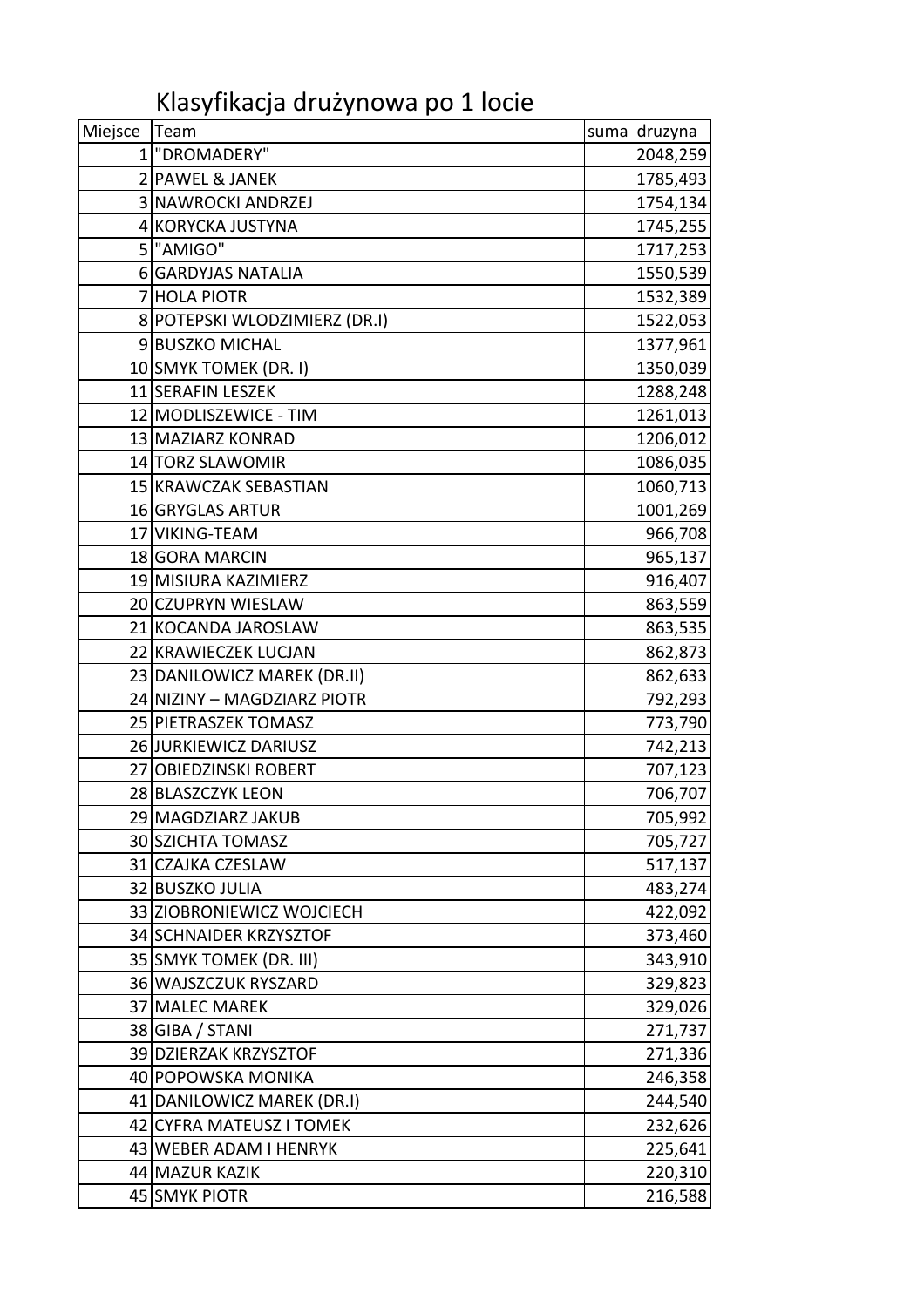# Klasyfikacja drużynowa po 1 locie

| Miejsce | Team | suma druzyna |
|---|---|---|
| 1 | "DROMADERY" | 2048,259 |
| 2 | PAWEL & JANEK | 1785,493 |
| 3 | NAWROCKI ANDRZEJ | 1754,134 |
| 4 | KORYCKA JUSTYNA | 1745,255 |
| 5 | "AMIGO" | 1717,253 |
| 6 | GARDYJAS NATALIA | 1550,539 |
| 7 | HOLA PIOTR | 1532,389 |
| 8 | POTEPSKI WLODZIMIERZ (DR.I) | 1522,053 |
| 9 | BUSZKO MICHAL | 1377,961 |
| 10 | SMYK TOMEK (DR. I) | 1350,039 |
| 11 | SERAFIN LESZEK | 1288,248 |
| 12 | MODLISZEWICE - TIM | 1261,013 |
| 13 | MAZIARZ KONRAD | 1206,012 |
| 14 | TORZ SLAWOMIR | 1086,035 |
| 15 | KRAWCZAK SEBASTIAN | 1060,713 |
| 16 | GRYGLAS ARTUR | 1001,269 |
| 17 | VIKING-TEAM | 966,708 |
| 18 | GORA MARCIN | 965,137 |
| 19 | MISIURA KAZIMIERZ | 916,407 |
| 20 | CZUPRYN WIESLAW | 863,559 |
| 21 | KOCANDA JAROSLAW | 863,535 |
| 22 | KRAWIECZEK LUCJAN | 862,873 |
| 23 | DANILOWICZ MAREK (DR.II) | 862,633 |
| 24 | NIZINY – MAGDZIARZ PIOTR | 792,293 |
| 25 | PIETRASZEK TOMASZ | 773,790 |
| 26 | JURKIEWICZ DARIUSZ | 742,213 |
| 27 | OBIEDZINSKI ROBERT | 707,123 |
| 28 | BLASZCZYK LEON | 706,707 |
| 29 | MAGDZIARZ JAKUB | 705,992 |
| 30 | SZICHTA TOMASZ | 705,727 |
| 31 | CZAJKA CZESLAW | 517,137 |
| 32 | BUSZKO JULIA | 483,274 |
| 33 | ZIOBRONIEWICZ WOJCIECH | 422,092 |
| 34 | SCHNAIDER KRZYSZTOF | 373,460 |
| 35 | SMYK TOMEK (DR. III) | 343,910 |
| 36 | WAJSZCZUK RYSZARD | 329,823 |
| 37 | MALEC MAREK | 329,026 |
| 38 | GIBA / STANI | 271,737 |
| 39 | DZIERZAK KRZYSZTOF | 271,336 |
| 40 | POPOWSKA MONIKA | 246,358 |
| 41 | DANILOWICZ MAREK (DR.I) | 244,540 |
| 42 | CYFRA MATEUSZ I TOMEK | 232,626 |
| 43 | WEBER ADAM I HENRYK | 225,641 |
| 44 | MAZUR KAZIK | 220,310 |
| 45 | SMYK PIOTR | 216,588 |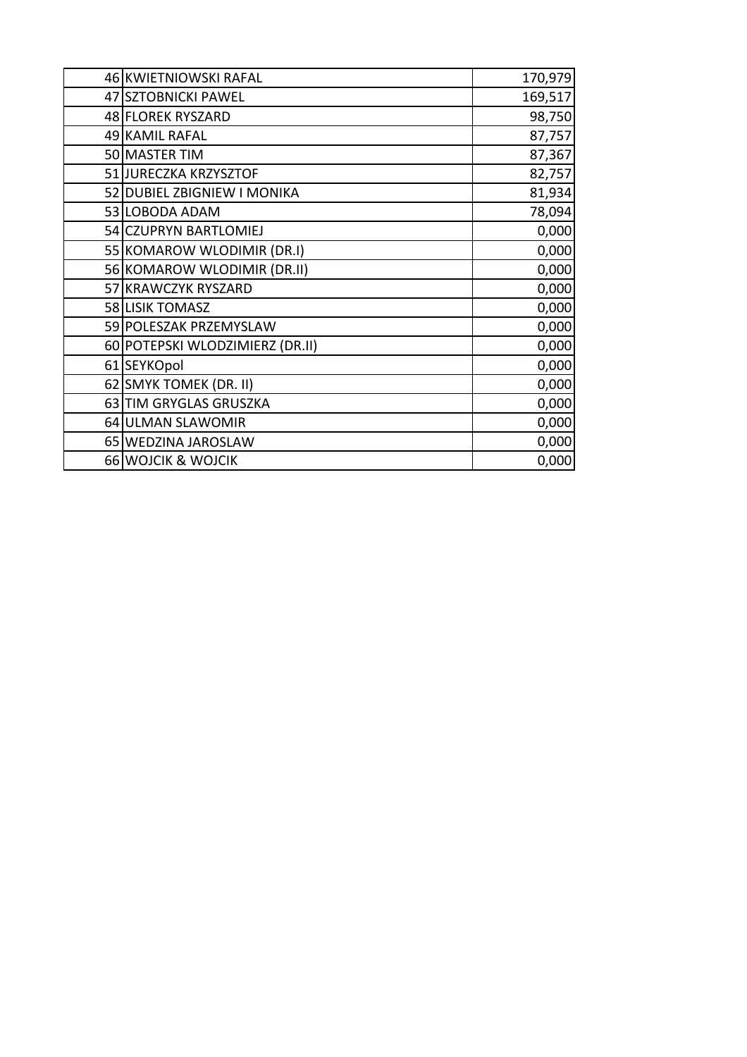| | | |
|---|---|---|
| 46 | KWIETNIOWSKI RAFAL | 170,979 |
| 47 | SZTOBNICKI PAWEL | 169,517 |
| 48 | FLOREK RYSZARD | 98,750 |
| 49 | KAMIL RAFAL | 87,757 |
| 50 | MASTER TIM | 87,367 |
| 51 | JURECZKA KRZYSZTOF | 82,757 |
| 52 | DUBIEL ZBIGNIEW I MONIKA | 81,934 |
| 53 | LOBODA ADAM | 78,094 |
| 54 | CZUPRYN BARTLOMIEJ | 0,000 |
| 55 | KOMAROW WLODIMIR (DR.I) | 0,000 |
| 56 | KOMAROW WLODIMIR (DR.II) | 0,000 |
| 57 | KRAWCZYK RYSZARD | 0,000 |
| 58 | LISIK TOMASZ | 0,000 |
| 59 | POLESZAK PRZEMYSLAW | 0,000 |
| 60 | POTEPSKI WLODZIMIERZ (DR.II) | 0,000 |
| 61 | SEYKOpol | 0,000 |
| 62 | SMYK TOMEK (DR. II) | 0,000 |
| 63 | TIM GRYGLAS GRUSZKA | 0,000 |
| 64 | ULMAN SLAWOMIR | 0,000 |
| 65 | WEDZINA JAROSLAW | 0,000 |
| 66 | WOJCIK & WOJCIK | 0,000 |